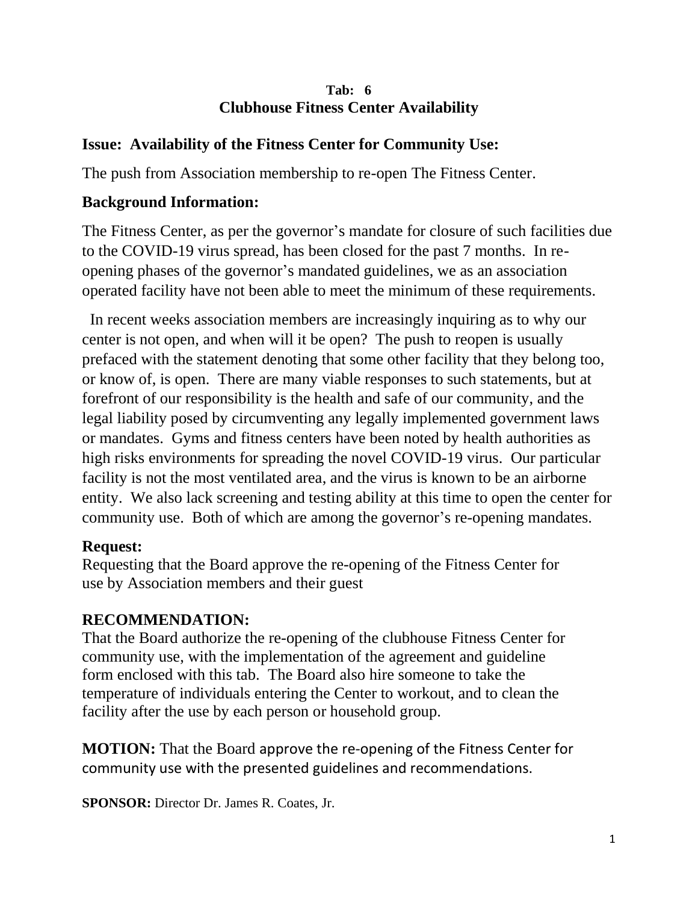**Tab: 6**

# Clubhouse Fitness Center Availability

## Issue: Availability of the Fitness Center for Community Use:

The push from Association membership to re-open The Fitness Center.

## Background Information:

The Fitness Center, as per the governor's mandate for closure of such facilities due to the COVID-19 virus spread, has been closed for the past 7 months. In re-opening phases of the governor's mandated guidelines, we as an association operated facility have not been able to meet the minimum of these requirements.

In recent weeks association members are increasingly inquiring as to why our center is not open, and when will it be open? The push to reopen is usually prefaced with the statement denoting that some other facility that they belong too, or know of, is open. There are many viable responses to such statements, but at forefront of our responsibility is the health and safe of our community, and the legal liability posed by circumventing any legally implemented government laws or mandates. Gyms and fitness centers have been noted by health authorities as high risks environments for spreading the novel COVID-19 virus. Our particular facility is not the most ventilated area, and the virus is known to be an airborne entity. We also lack screening and testing ability at this time to open the center for community use. Both of which are among the governor's re-opening mandates.

**Request:**
Requesting that the Board approve the re-opening of the Fitness Center for use by Association members and their guest

**RECOMMENDATION:**
That the Board authorize the re-opening of the clubhouse Fitness Center for community use, with the implementation of the agreement and guideline form enclosed with this tab. The Board also hire someone to take the temperature of individuals entering the Center to workout, and to clean the facility after the use by each person or household group.

**MOTION:** That the Board approve the re-opening of the Fitness Center for community use with the presented guidelines and recommendations.

**SPONSOR:** Director Dr. James R. Coates, Jr.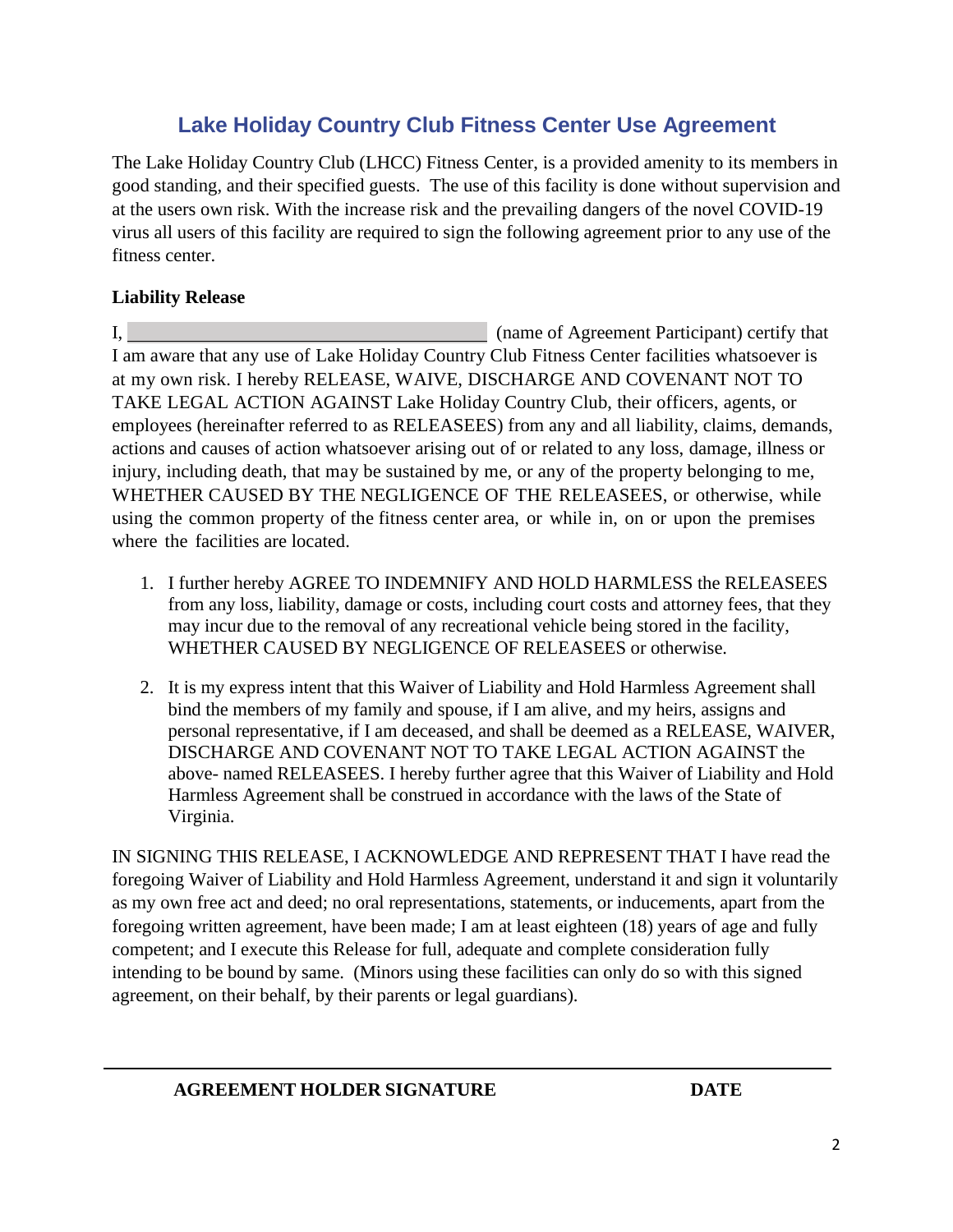# Lake Holiday Country Club Fitness Center Use Agreement

The Lake Holiday Country Club (LHCC) Fitness Center, is a provided amenity to its members in good standing, and their specified guests. The use of this facility is done without supervision and at the users own risk. With the increase risk and the prevailing dangers of the novel COVID-19 virus all users of this facility are required to sign the following agreement prior to any use of the fitness center.

**Liability Release**

I, \_\_\_\_\_\_\_\_\_\_\_\_\_\_\_\_\_\_\_\_\_\_\_\_\_\_\_\_\_\_\_\_\_\_\_\_\_\_ (name of Agreement Participant) certify that I am aware that any use of Lake Holiday Country Club Fitness Center facilities whatsoever is at my own risk. I hereby RELEASE, WAIVE, DISCHARGE AND COVENANT NOT TO TAKE LEGAL ACTION AGAINST Lake Holiday Country Club, their officers, agents, or employees (hereinafter referred to as RELEASEES) from any and all liability, claims, demands, actions and causes of action whatsoever arising out of or related to any loss, damage, illness or injury, including death, that may be sustained by me, or any of the property belonging to me, WHETHER CAUSED BY THE NEGLIGENCE OF THE RELEASEES, or otherwise, while using the common property of the fitness center area, or while in, on or upon the premises where the facilities are located.

1. I further hereby AGREE TO INDEMNIFY AND HOLD HARMLESS the RELEASEES from any loss, liability, damage or costs, including court costs and attorney fees, that they may incur due to the removal of any recreational vehicle being stored in the facility, WHETHER CAUSED BY NEGLIGENCE OF RELEASEES or otherwise.

2. It is my express intent that this Waiver of Liability and Hold Harmless Agreement shall bind the members of my family and spouse, if I am alive, and my heirs, assigns and personal representative, if I am deceased, and shall be deemed as a RELEASE, WAIVER, DISCHARGE AND COVENANT NOT TO TAKE LEGAL ACTION AGAINST the above- named RELEASEES. I hereby further agree that this Waiver of Liability and Hold Harmless Agreement shall be construed in accordance with the laws of the State of Virginia.

IN SIGNING THIS RELEASE, I ACKNOWLEDGE AND REPRESENT THAT I have read the foregoing Waiver of Liability and Hold Harmless Agreement, understand it and sign it voluntarily as my own free act and deed; no oral representations, statements, or inducements, apart from the foregoing written agreement, have been made; I am at least eighteen (18) years of age and fully competent; and I execute this Release for full, adequate and complete consideration fully intending to be bound by same. (Minors using these facilities can only do so with this signed agreement, on their behalf, by their parents or legal guardians).

\_\_\_\_\_\_\_\_\_\_\_\_\_\_\_\_\_\_\_\_\_\_\_\_\_\_\_\_\_\_\_\_\_\_\_\_\_\_\_\_\_\_\_\_\_\_\_\_\_\_\_\_\_\_\_\_

**AGREEMENT HOLDER SIGNATURE** **DATE**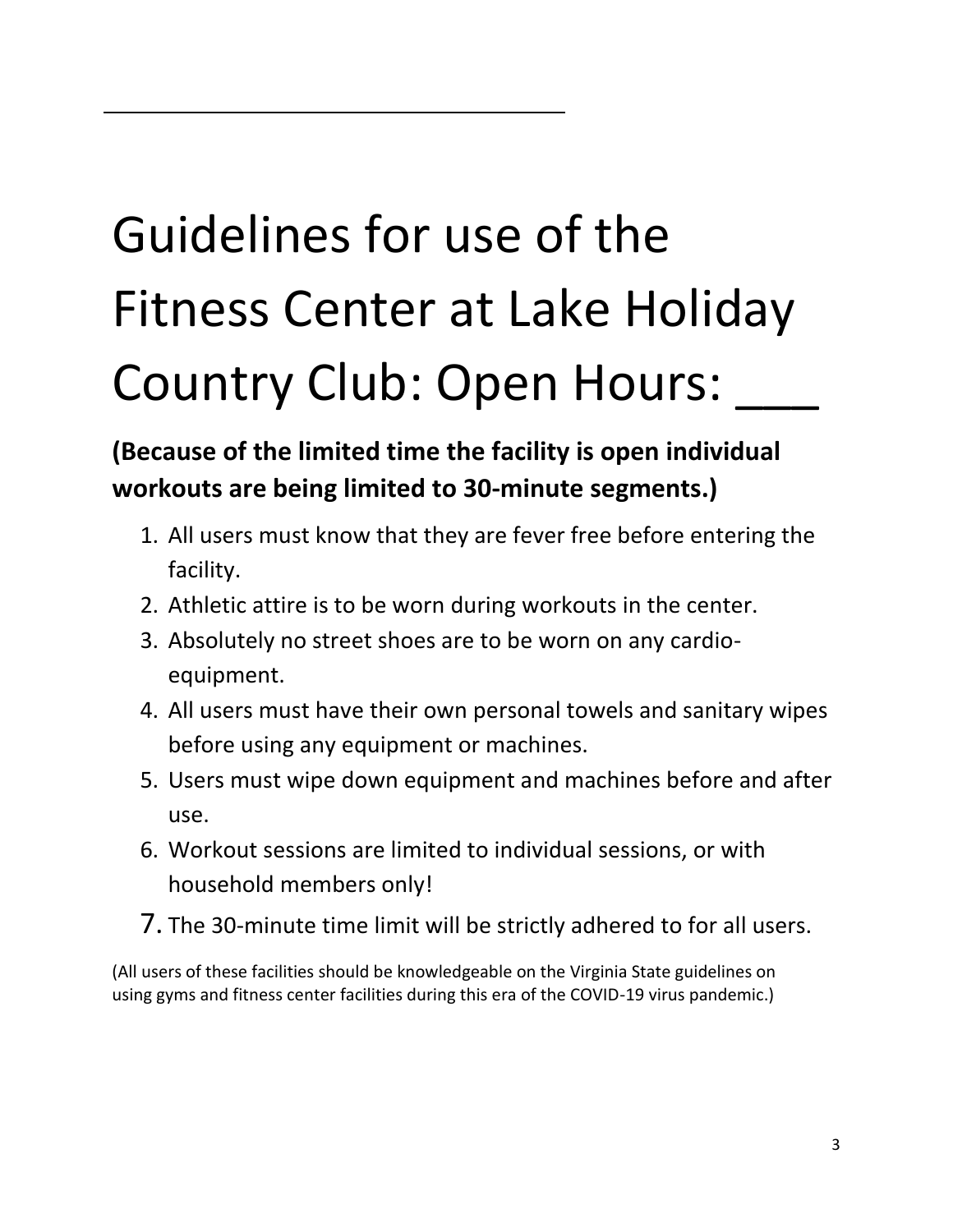# Guidelines for use of the Fitness Center at Lake Holiday Country Club: Open Hours: ___

**(Because of the limited time the facility is open individual workouts are being limited to 30-minute segments.)**

1. All users must know that they are fever free before entering the facility.
2. Athletic attire is to be worn during workouts in the center.
3. Absolutely no street shoes are to be worn on any cardio-equipment.
4. All users must have their own personal towels and sanitary wipes before using any equipment or machines.
5. Users must wipe down equipment and machines before and after use.
6. Workout sessions are limited to individual sessions, or with household members only!
7. The 30-minute time limit will be strictly adhered to for all users.

(All users of these facilities should be knowledgeable on the Virginia State guidelines on using gyms and fitness center facilities during this era of the COVID-19 virus pandemic.)